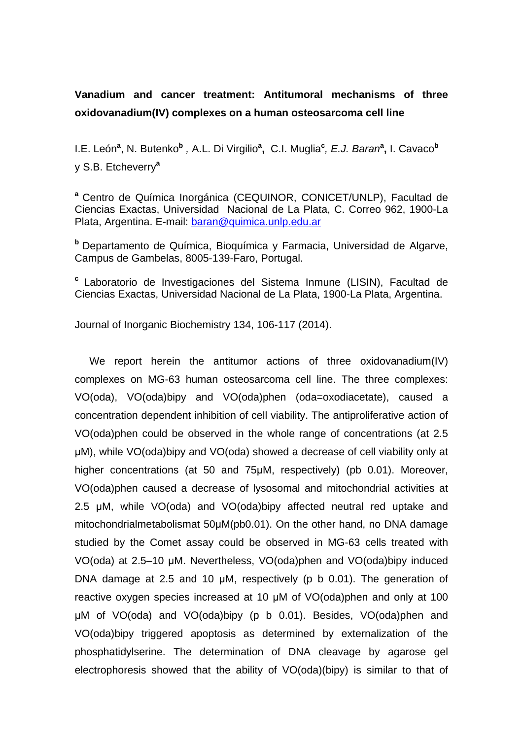**Vanadium and cancer treatment: Antitumoral mechanisms of three oxidovanadium(IV) complexes on a human osteosarcoma cell line**

I.E. León[a], N. Butenko[b] , A.L. Di Virgilio[a], C.I. Muglia[c], *E.J. Baran*[a], I. Cavaco[b] y S.B. Etcheverry[a]

[a] Centro de Química Inorgánica (CEQUINOR, CONICET/UNLP), Facultad de Ciencias Exactas, Universidad Nacional de La Plata, C. Correo 962, 1900-La Plata, Argentina. E-mail: baran@quimica.unlp.edu.ar

[b] Departamento de Química, Bioquímica y Farmacia, Universidad de Algarve, Campus de Gambelas, 8005-139-Faro, Portugal.

[c] Laboratorio de Investigaciones del Sistema Inmune (LISIN), Facultad de Ciencias Exactas, Universidad Nacional de La Plata, 1900-La Plata, Argentina.

Journal of Inorganic Biochemistry 134, 106-117 (2014).

We report herein the antitumor actions of three oxidovanadium(IV) complexes on MG-63 human osteosarcoma cell line. The three complexes: VO(oda), VO(oda)bipy and VO(oda)phen (oda=oxodiacetate), caused a concentration dependent inhibition of cell viability. The antiproliferative action of VO(oda)phen could be observed in the whole range of concentrations (at 2.5 μM), while VO(oda)bipy and VO(oda) showed a decrease of cell viability only at higher concentrations (at 50 and 75μM, respectively) (pb 0.01). Moreover, VO(oda)phen caused a decrease of lysosomal and mitochondrial activities at 2.5 μM, while VO(oda) and VO(oda)bipy affected neutral red uptake and mitochondrialmetabolismat 50μM(pb0.01). On the other hand, no DNA damage studied by the Comet assay could be observed in MG-63 cells treated with VO(oda) at 2.5–10 μM. Nevertheless, VO(oda)phen and VO(oda)bipy induced DNA damage at 2.5 and 10 μM, respectively (p b 0.01). The generation of reactive oxygen species increased at 10 μM of VO(oda)phen and only at 100 μM of VO(oda) and VO(oda)bipy (p b 0.01). Besides, VO(oda)phen and VO(oda)bipy triggered apoptosis as determined by externalization of the phosphatidylserine. The determination of DNA cleavage by agarose gel electrophoresis showed that the ability of VO(oda)(bipy) is similar to that of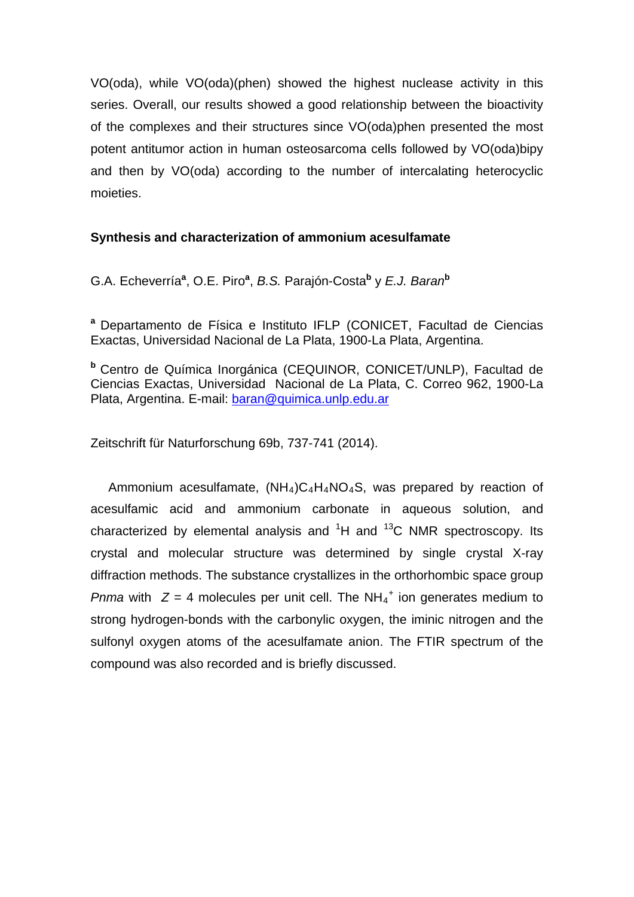VO(oda), while VO(oda)(phen) showed the highest nuclease activity in this series. Overall, our results showed a good relationship between the bioactivity of the complexes and their structures since VO(oda)phen presented the most potent antitumor action in human osteosarcoma cells followed by VO(oda)bipy and then by VO(oda) according to the number of intercalating heterocyclic moieties.

### Synthesis and characterization of ammonium acesulfamate

G.A. Echeverría[a], O.E. Piro[a], *B.S.* Parajón-Costa[b] y *E.J. Baran*[b]

[a] Departamento de Física e Instituto IFLP (CONICET, Facultad de Ciencias Exactas, Universidad Nacional de La Plata, 1900-La Plata, Argentina.

[b] Centro de Química Inorgánica (CEQUINOR, CONICET/UNLP), Facultad de Ciencias Exactas, Universidad Nacional de La Plata, C. Correo 962, 1900-La Plata, Argentina. E-mail: baran@quimica.unlp.edu.ar

Zeitschrift für Naturforschung 69b, 737-741 (2014).

Ammonium acesulfamate, $(NH_4)C_4H_4NO_4S$, was prepared by reaction of acesulfamic acid and ammonium carbonate in aqueous solution, and characterized by elemental analysis and $^{1}H$ and $^{13}C$ NMR spectroscopy. Its crystal and molecular structure was determined by single crystal X-ray diffraction methods. The substance crystallizes in the orthorhombic space group *Pnma* with $Z = 4$ molecules per unit cell. The $NH_4^+$ ion generates medium to strong hydrogen-bonds with the carbonylic oxygen, the iminic nitrogen and the sulfonyl oxygen atoms of the acesulfamate anion. The FTIR spectrum of the compound was also recorded and is briefly discussed.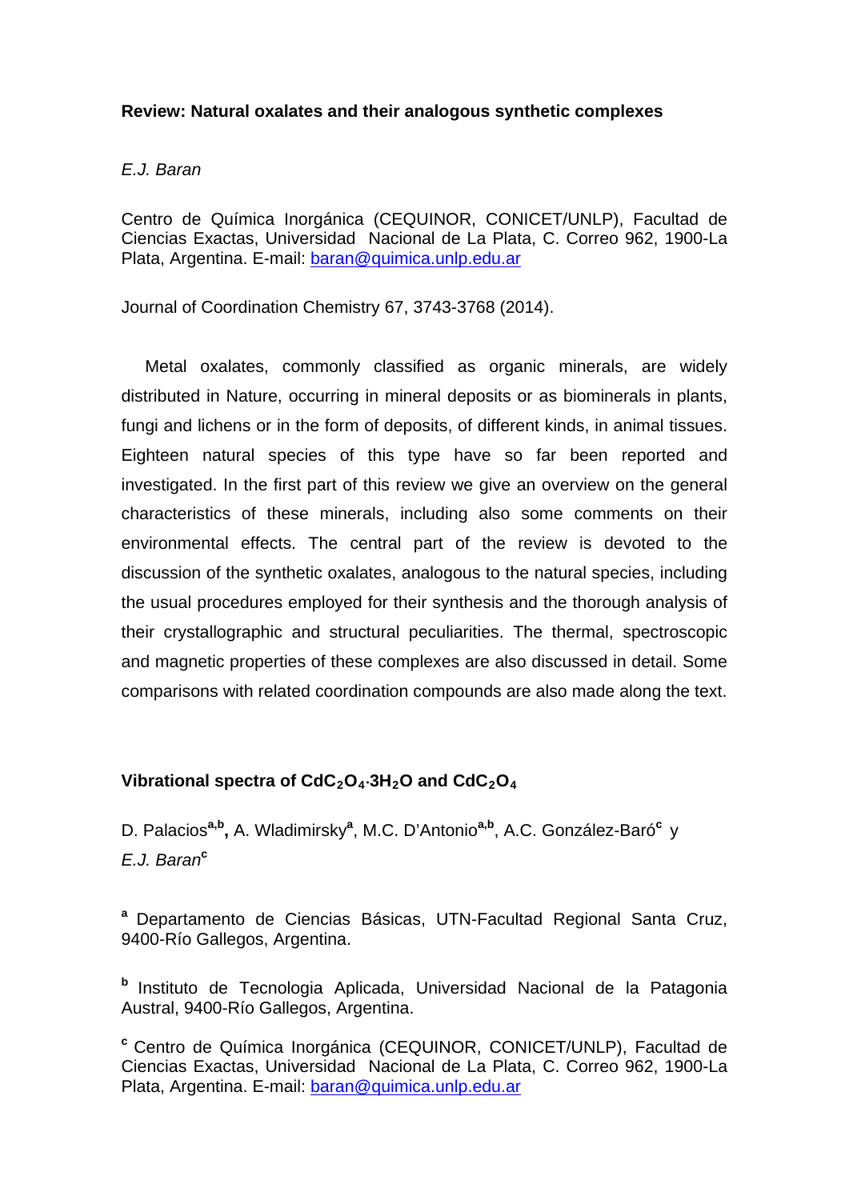**Review: Natural oxalates and their analogous synthetic complexes**

*E.J. Baran*

Centro de Química Inorgánica (CEQUINOR, CONICET/UNLP), Facultad de Ciencias Exactas, Universidad Nacional de La Plata, C. Correo 962, 1900-La Plata, Argentina. E-mail: baran@quimica.unlp.edu.ar

Journal of Coordination Chemistry 67, 3743-3768 (2014).

Metal oxalates, commonly classified as organic minerals, are widely distributed in Nature, occurring in mineral deposits or as biominerals in plants, fungi and lichens or in the form of deposits, of different kinds, in animal tissues. Eighteen natural species of this type have so far been reported and investigated. In the first part of this review we give an overview on the general characteristics of these minerals, including also some comments on their environmental effects. The central part of the review is devoted to the discussion of the synthetic oxalates, analogous to the natural species, including the usual procedures employed for their synthesis and the thorough analysis of their crystallographic and structural peculiarities. The thermal, spectroscopic and magnetic properties of these complexes are also discussed in detail. Some comparisons with related coordination compounds are also made along the text.

**Vibrational spectra of $CdC_2O_4 \cdot 3H_2O$ and $CdC_2O_4$**

D. Palacios[a,b], A. Wladimirsky[a], M.C. D'Antonio[a,b], A.C. González-Baró[c] y *E.J. Baran*[c]

[a] Departamento de Ciencias Básicas, UTN-Facultad Regional Santa Cruz, 9400-Río Gallegos, Argentina.

[b] Instituto de Tecnologia Aplicada, Universidad Nacional de la Patagonia Austral, 9400-Río Gallegos, Argentina.

[c] Centro de Química Inorgánica (CEQUINOR, CONICET/UNLP), Facultad de Ciencias Exactas, Universidad Nacional de La Plata, C. Correo 962, 1900-La Plata, Argentina. E-mail: baran@quimica.unlp.edu.ar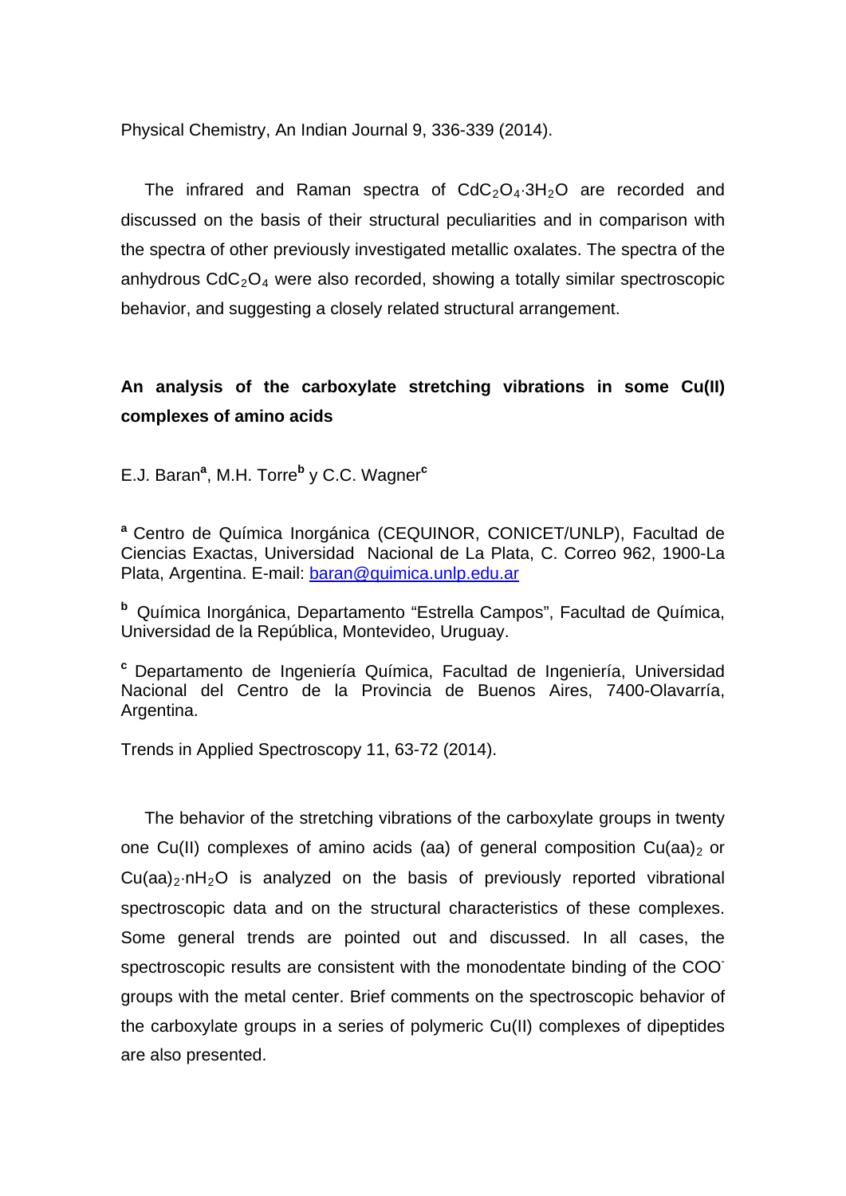Physical Chemistry, An Indian Journal 9, 336-339 (2014).

The infrared and Raman spectra of $CdC_2O_4{\cdot}3H_2O$ are recorded and discussed on the basis of their structural peculiarities and in comparison with the spectra of other previously investigated metallic oxalates. The spectra of the anhydrous $CdC_2O_4$ were also recorded, showing a totally similar spectroscopic behavior, and suggesting a closely related structural arrangement.

### An analysis of the carboxylate stretching vibrations in some Cu(II) complexes of amino acids

E.J. Baran[a], M.H. Torre[b] y C.C. Wagner[c]

[a] Centro de Química Inorgánica (CEQUINOR, CONICET/UNLP), Facultad de Ciencias Exactas, Universidad Nacional de La Plata, C. Correo 962, 1900-La Plata, Argentina. E-mail: baran@quimica.unlp.edu.ar

[b] Química Inorgánica, Departamento "Estrella Campos", Facultad de Química, Universidad de la República, Montevideo, Uruguay.

[c] Departamento de Ingeniería Química, Facultad de Ingeniería, Universidad Nacional del Centro de la Provincia de Buenos Aires, 7400-Olavarría, Argentina.

Trends in Applied Spectroscopy 11, 63-72 (2014).

The behavior of the stretching vibrations of the carboxylate groups in twenty one Cu(II) complexes of amino acids (aa) of general composition $Cu(aa)_2$ or $Cu(aa)_2{\cdot}nH_2O$ is analyzed on the basis of previously reported vibrational spectroscopic data and on the structural characteristics of these complexes. Some general trends are pointed out and discussed. In all cases, the spectroscopic results are consistent with the monodentate binding of the $COO^-$ groups with the metal center. Brief comments on the spectroscopic behavior of the carboxylate groups in a series of polymeric Cu(II) complexes of dipeptides are also presented.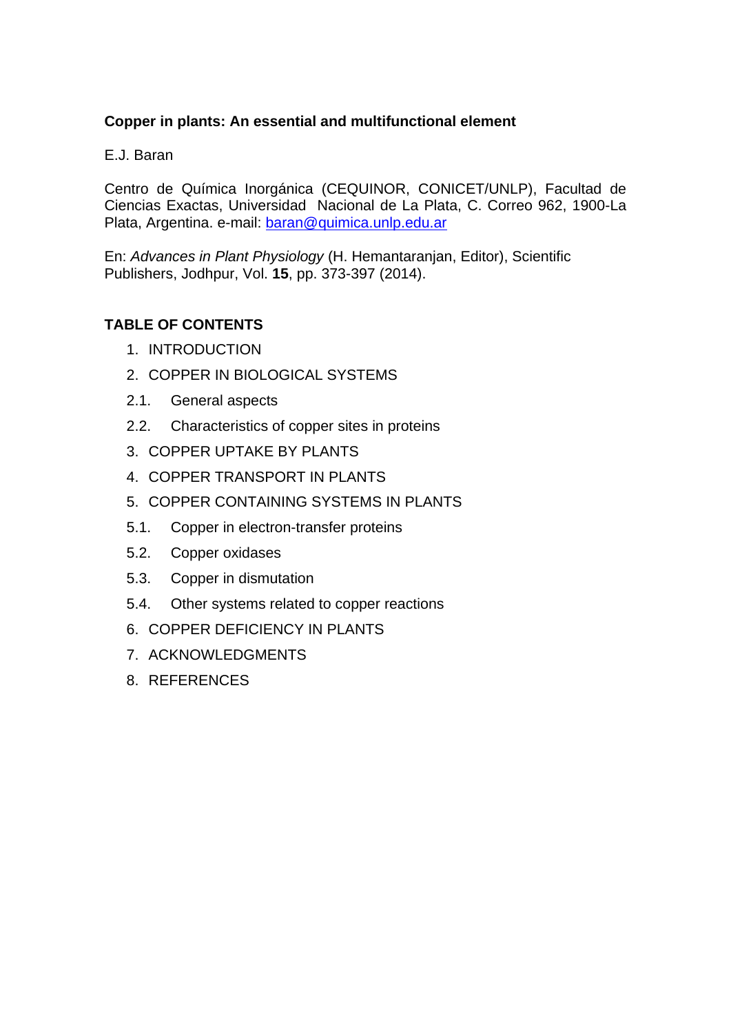**Copper in plants: An essential and multifunctional element**

E.J. Baran

Centro de Química Inorgánica (CEQUINOR, CONICET/UNLP), Facultad de Ciencias Exactas, Universidad Nacional de La Plata, C. Correo 962, 1900-La Plata, Argentina. e-mail: baran@quimica.unlp.edu.ar

En: *Advances in Plant Physiology* (H. Hemantaranjan, Editor), Scientific Publishers, Jodhpur, Vol. **15**, pp. 373-397 (2014).

**TABLE OF CONTENTS**

1. INTRODUCTION
2. COPPER IN BIOLOGICAL SYSTEMS
   - 2.1. General aspects
   - 2.2. Characteristics of copper sites in proteins
3. COPPER UPTAKE BY PLANTS
4. COPPER TRANSPORT IN PLANTS
5. COPPER CONTAINING SYSTEMS IN PLANTS
   - 5.1. Copper in electron-transfer proteins
   - 5.2. Copper oxidases
   - 5.3. Copper in dismutation
   - 5.4. Other systems related to copper reactions
6. COPPER DEFICIENCY IN PLANTS
7. ACKNOWLEDGMENTS
8. REFERENCES